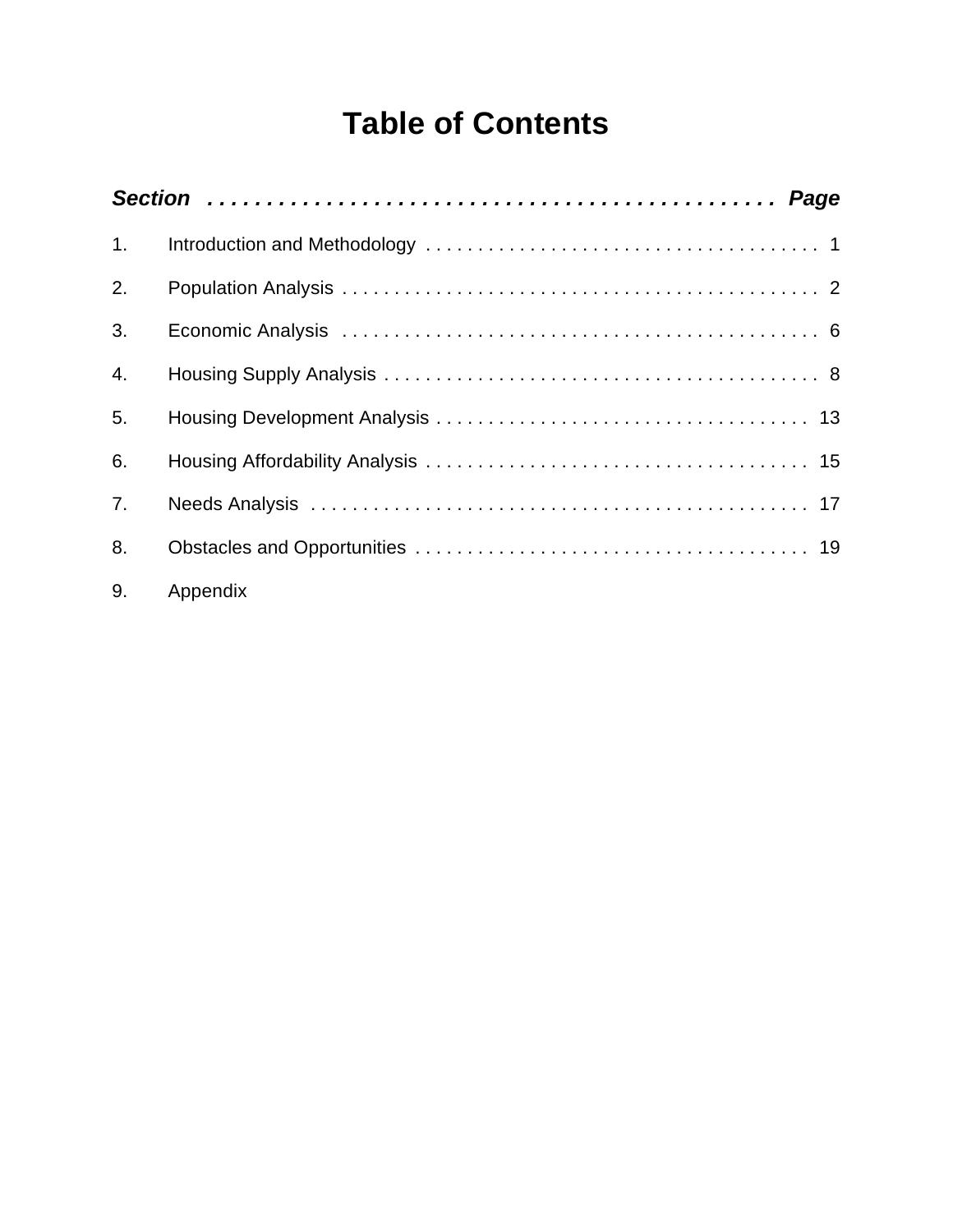# Table of Contents

| *Section* | *Page* |
|---|---|
| 1. Introduction and Methodology | 1 |
| 2. Population Analysis | 2 |
| 3. Economic Analysis | 6 |
| 4. Housing Supply Analysis | 8 |
| 5. Housing Development Analysis | 13 |
| 6. Housing Affordability Analysis | 15 |
| 7. Needs Analysis | 17 |
| 8. Obstacles and Opportunities | 19 |
| 9. Appendix | |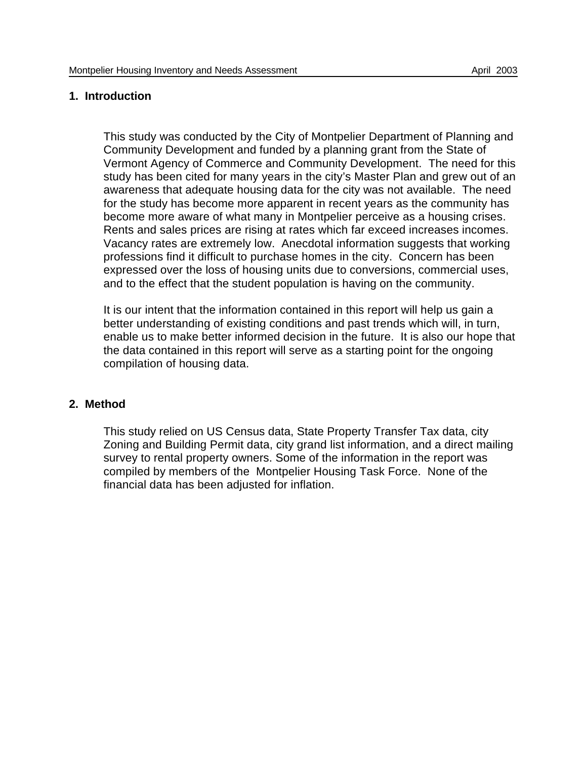## 1. Introduction

This study was conducted by the City of Montpelier Department of Planning and Community Development and funded by a planning grant from the State of Vermont Agency of Commerce and Community Development. The need for this study has been cited for many years in the city's Master Plan and grew out of an awareness that adequate housing data for the city was not available. The need for the study has become more apparent in recent years as the community has become more aware of what many in Montpelier perceive as a housing crises. Rents and sales prices are rising at rates which far exceed increases incomes. Vacancy rates are extremely low. Anecdotal information suggests that working professions find it difficult to purchase homes in the city. Concern has been expressed over the loss of housing units due to conversions, commercial uses, and to the effect that the student population is having on the community.

It is our intent that the information contained in this report will help us gain a better understanding of existing conditions and past trends which will, in turn, enable us to make better informed decision in the future. It is also our hope that the data contained in this report will serve as a starting point for the ongoing compilation of housing data.

## 2. Method

This study relied on US Census data, State Property Transfer Tax data, city Zoning and Building Permit data, city grand list information, and a direct mailing survey to rental property owners. Some of the information in the report was compiled by members of the Montpelier Housing Task Force. None of the financial data has been adjusted for inflation.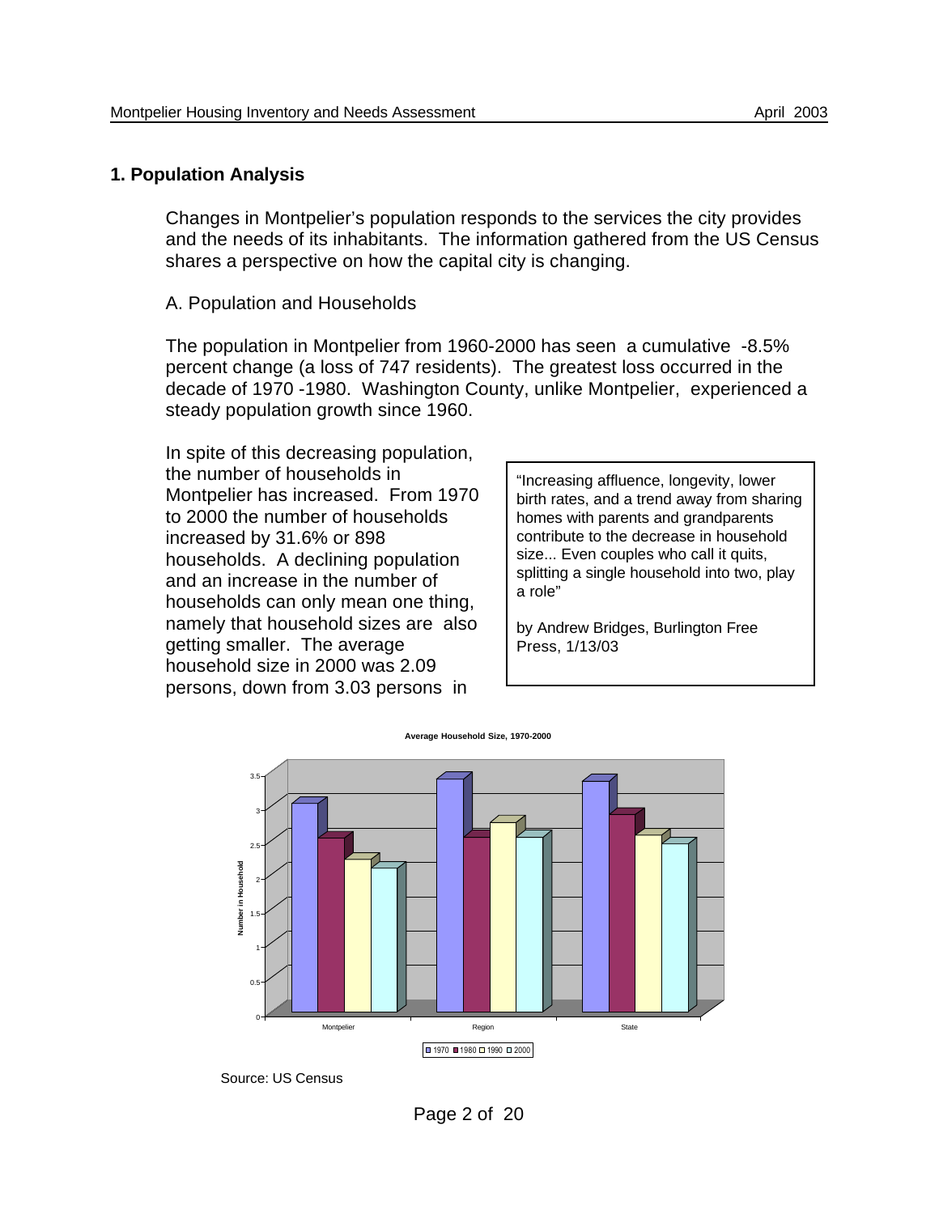## 1. Population Analysis

Changes in Montpelier's population responds to the services the city provides and the needs of its inhabitants. The information gathered from the US Census shares a perspective on how the capital city is changing.

A. Population and Households

The population in Montpelier from 1960-2000 has seen a cumulative -8.5% percent change (a loss of 747 residents). The greatest loss occurred in the decade of 1970 -1980. Washington County, unlike Montpelier, experienced a steady population growth since 1960.

In spite of this decreasing population, the number of households in Montpelier has increased. From 1970 to 2000 the number of households increased by 31.6% or 898 households. A declining population and an increase in the number of households can only mean one thing, namely that household sizes are also getting smaller. The average household size in 2000 was 2.09 persons, down from 3.03 persons in

> "Increasing affluence, longevity, lower birth rates, and a trend away from sharing homes with parents and grandparents contribute to the decrease in household size... Even couples who call it quits, splitting a single household into two, play a role"
>
> by Andrew Bridges, Burlington Free Press, 1/13/03

**Average Household Size, 1970-2000**

Source: US Census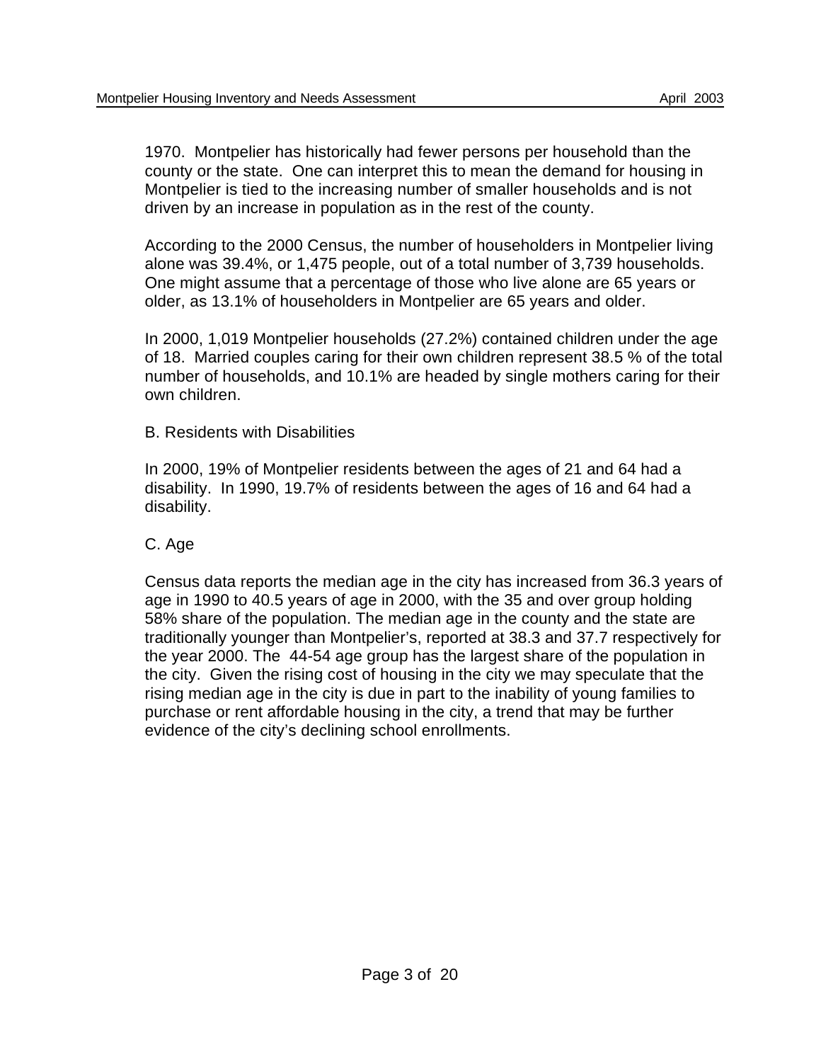1970. Montpelier has historically had fewer persons per household than the county or the state. One can interpret this to mean the demand for housing in Montpelier is tied to the increasing number of smaller households and is not driven by an increase in population as in the rest of the county.

According to the 2000 Census, the number of householders in Montpelier living alone was 39.4%, or 1,475 people, out of a total number of 3,739 households. One might assume that a percentage of those who live alone are 65 years or older, as 13.1% of householders in Montpelier are 65 years and older.

In 2000, 1,019 Montpelier households (27.2%) contained children under the age of 18. Married couples caring for their own children represent 38.5 % of the total number of households, and 10.1% are headed by single mothers caring for their own children.

### B. Residents with Disabilities

In 2000, 19% of Montpelier residents between the ages of 21 and 64 had a disability. In 1990, 19.7% of residents between the ages of 16 and 64 had a disability.

### C. Age

Census data reports the median age in the city has increased from 36.3 years of age in 1990 to 40.5 years of age in 2000, with the 35 and over group holding 58% share of the population. The median age in the county and the state are traditionally younger than Montpelier's, reported at 38.3 and 37.7 respectively for the year 2000. The 44-54 age group has the largest share of the population in the city. Given the rising cost of housing in the city we may speculate that the rising median age in the city is due in part to the inability of young families to purchase or rent affordable housing in the city, a trend that may be further evidence of the city's declining school enrollments.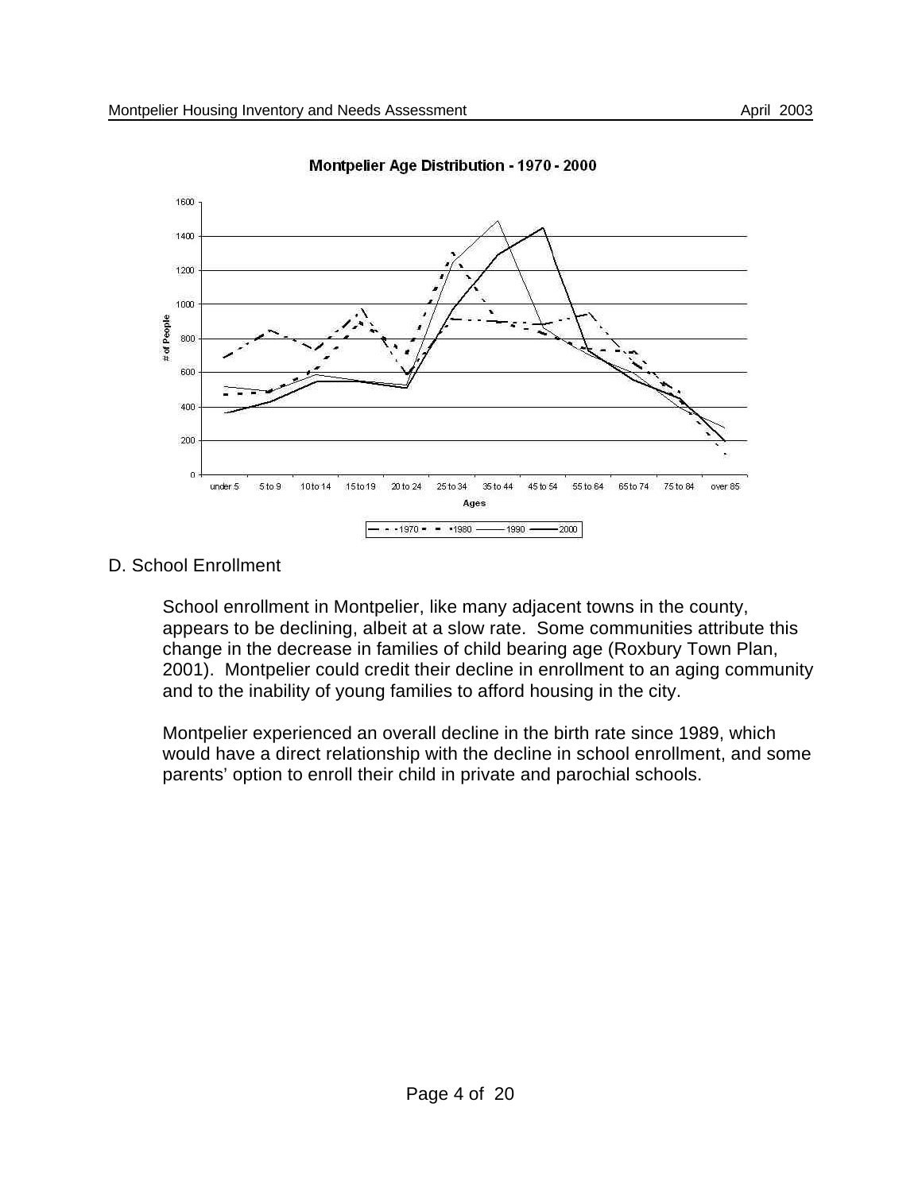Montpelier Age Distribution - 1970 - 2000

## D. School Enrollment

School enrollment in Montpelier, like many adjacent towns in the county, appears to be declining, albeit at a slow rate. Some communities attribute this change in the decrease in families of child bearing age (Roxbury Town Plan, 2001). Montpelier could credit their decline in enrollment to an aging community and to the inability of young families to afford housing in the city.

Montpelier experienced an overall decline in the birth rate since 1989, which would have a direct relationship with the decline in school enrollment, and some parents' option to enroll their child in private and parochial schools.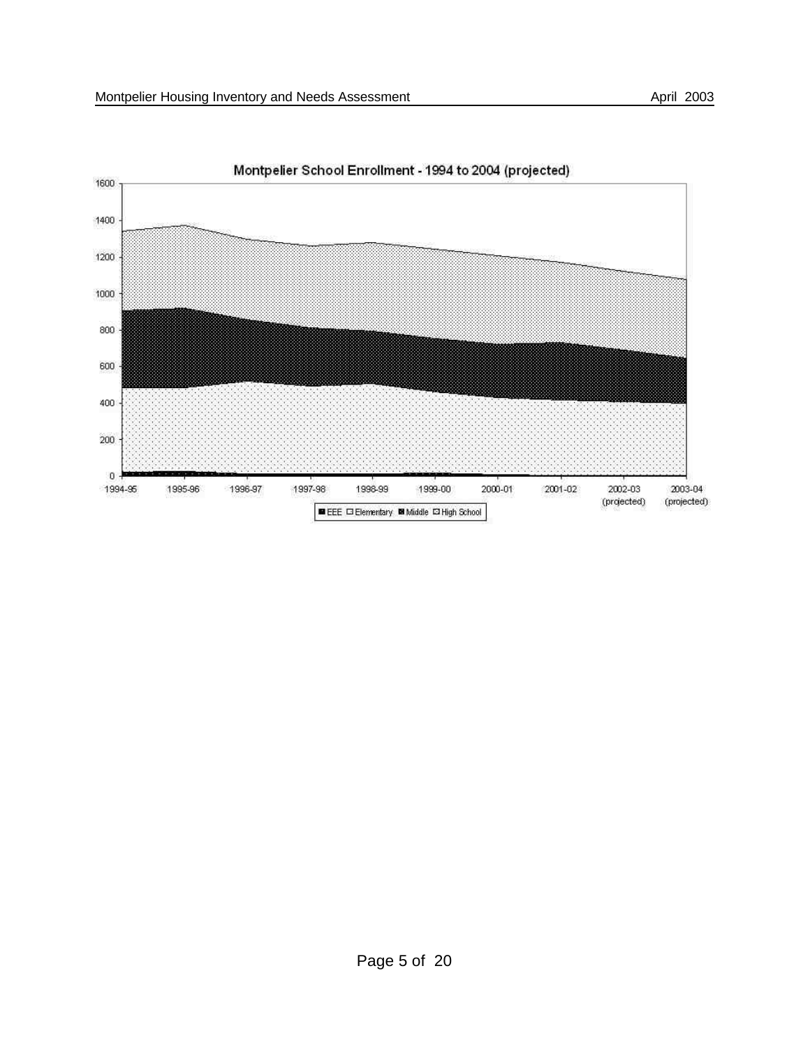**Montpelier School Enrollment - 1994 to 2004 (projected)**

1994-95, 1995-96, 1996-97, 1997-98, 1998-99, 1999-00, 2000-01, 2001-02, 2002-03 (projected), 2003-04 (projected)

EEE, Elementary, Middle, High School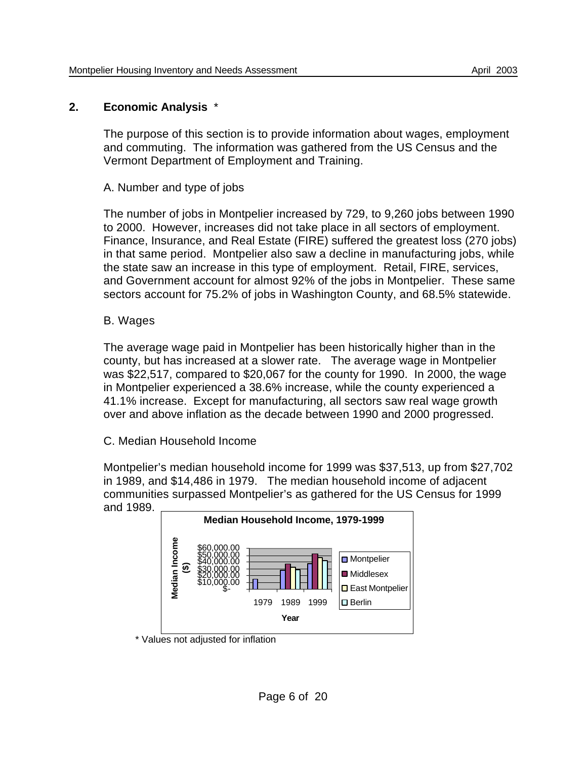## 2. Economic Analysis *

The purpose of this section is to provide information about wages, employment and commuting. The information was gathered from the US Census and the Vermont Department of Employment and Training.

### A. Number and type of jobs

The number of jobs in Montpelier increased by 729, to 9,260 jobs between 1990 to 2000. However, increases did not take place in all sectors of employment. Finance, Insurance, and Real Estate (FIRE) suffered the greatest loss (270 jobs) in that same period. Montpelier also saw a decline in manufacturing jobs, while the state saw an increase in this type of employment. Retail, FIRE, services, and Government account for almost 92% of the jobs in Montpelier. These same sectors account for 75.2% of jobs in Washington County, and 68.5% statewide.

### B. Wages

The average wage paid in Montpelier has been historically higher than in the county, but has increased at a slower rate. The average wage in Montpelier was $22,517, compared to $20,067 for the county for 1990. In 2000, the wage in Montpelier experienced a 38.6% increase, while the county experienced a 41.1% increase. Except for manufacturing, all sectors saw real wage growth over and above inflation as the decade between 1990 and 2000 progressed.

### C. Median Household Income

Montpelier's median household income for 1999 was $37,513, up from $27,702 in 1989, and $14,486 in 1979. The median household income of adjacent communities surpassed Montpelier's as gathered for the US Census for 1999 and 1989.

**Median Household Income, 1979-1999**

Median Income ($) by Year: Montpelier, Middlesex, East Montpelier, Berlin (1979, 1989, 1999)

\* Values not adjusted for inflation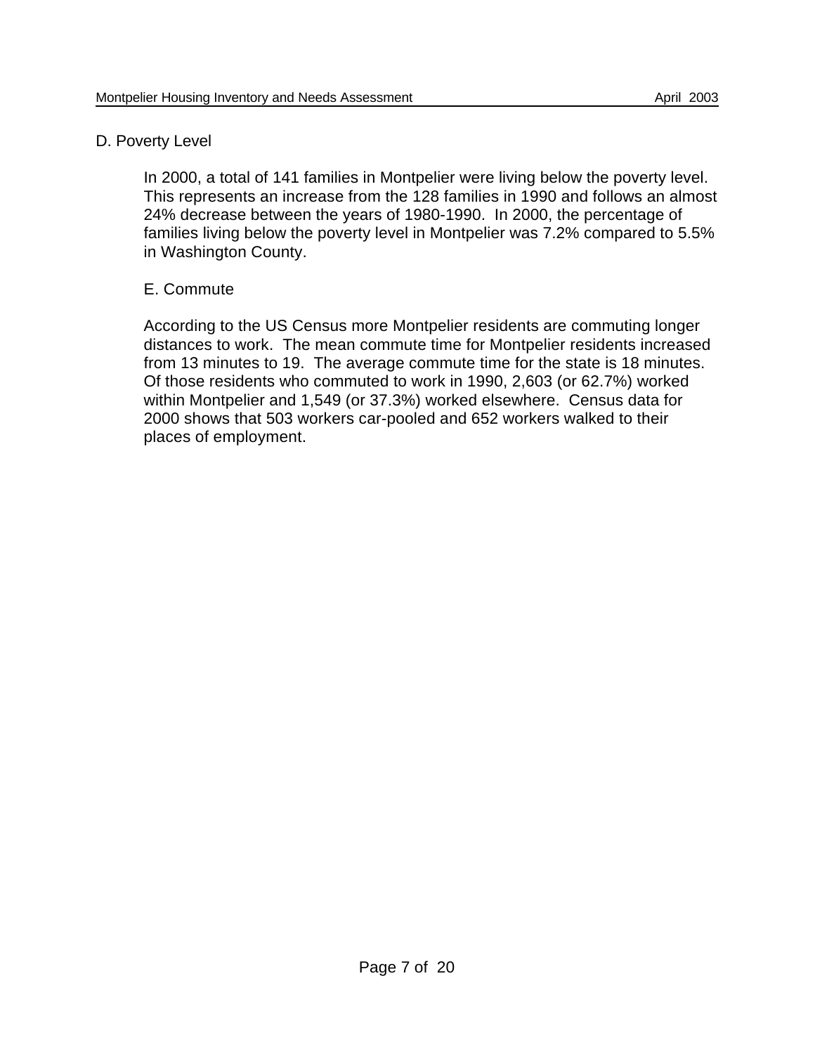## D. Poverty Level

In 2000, a total of 141 families in Montpelier were living below the poverty level. This represents an increase from the 128 families in 1990 and follows an almost 24% decrease between the years of 1980-1990. In 2000, the percentage of families living below the poverty level in Montpelier was 7.2% compared to 5.5% in Washington County.

## E. Commute

According to the US Census more Montpelier residents are commuting longer distances to work. The mean commute time for Montpelier residents increased from 13 minutes to 19. The average commute time for the state is 18 minutes. Of those residents who commuted to work in 1990, 2,603 (or 62.7%) worked within Montpelier and 1,549 (or 37.3%) worked elsewhere. Census data for 2000 shows that 503 workers car-pooled and 652 workers walked to their places of employment.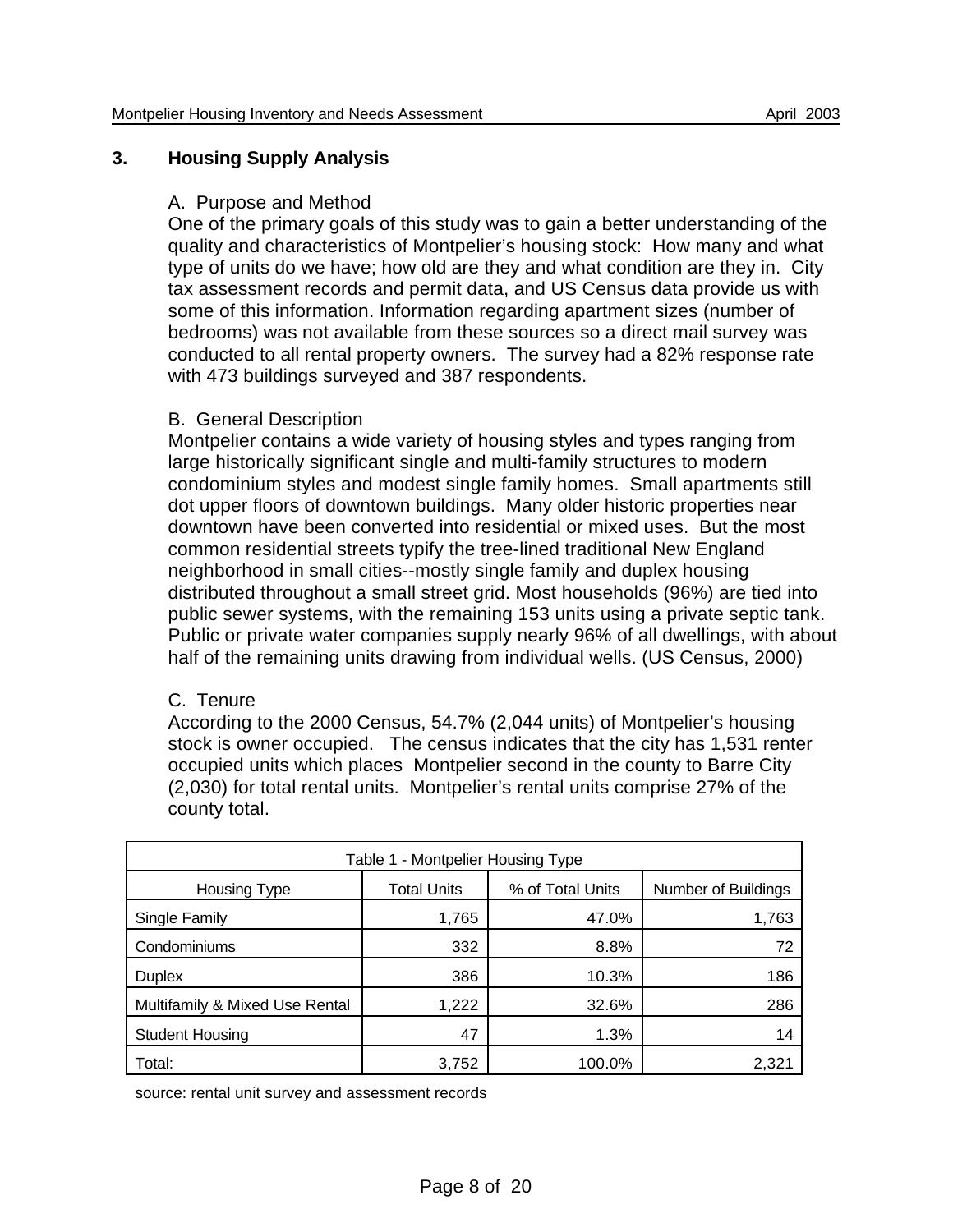## 3. Housing Supply Analysis

### A. Purpose and Method

One of the primary goals of this study was to gain a better understanding of the quality and characteristics of Montpelier's housing stock: How many and what type of units do we have; how old are they and what condition are they in. City tax assessment records and permit data, and US Census data provide us with some of this information. Information regarding apartment sizes (number of bedrooms) was not available from these sources so a direct mail survey was conducted to all rental property owners. The survey had a 82% response rate with 473 buildings surveyed and 387 respondents.

### B. General Description

Montpelier contains a wide variety of housing styles and types ranging from large historically significant single and multi-family structures to modern condominium styles and modest single family homes. Small apartments still dot upper floors of downtown buildings. Many older historic properties near downtown have been converted into residential or mixed uses. But the most common residential streets typify the tree-lined traditional New England neighborhood in small cities--mostly single family and duplex housing distributed throughout a small street grid. Most households (96%) are tied into public sewer systems, with the remaining 153 units using a private septic tank. Public or private water companies supply nearly 96% of all dwellings, with about half of the remaining units drawing from individual wells. (US Census, 2000)

### C. Tenure

According to the 2000 Census, 54.7% (2,044 units) of Montpelier's housing stock is owner occupied. The census indicates that the city has 1,531 renter occupied units which places Montpelier second in the county to Barre City (2,030) for total rental units. Montpelier's rental units comprise 27% of the county total.

| Table 1 - Montpelier Housing Type | | | |
|---|---|---|---|
| Housing Type | Total Units | % of Total Units | Number of Buildings |
| Single Family | 1,765 | 47.0% | 1,763 |
| Condominiums | 332 | 8.8% | 72 |
| Duplex | 386 | 10.3% | 186 |
| Multifamily & Mixed Use Rental | 1,222 | 32.6% | 286 |
| Student Housing | 47 | 1.3% | 14 |
| Total: | 3,752 | 100.0% | 2,321 |

source: rental unit survey and assessment records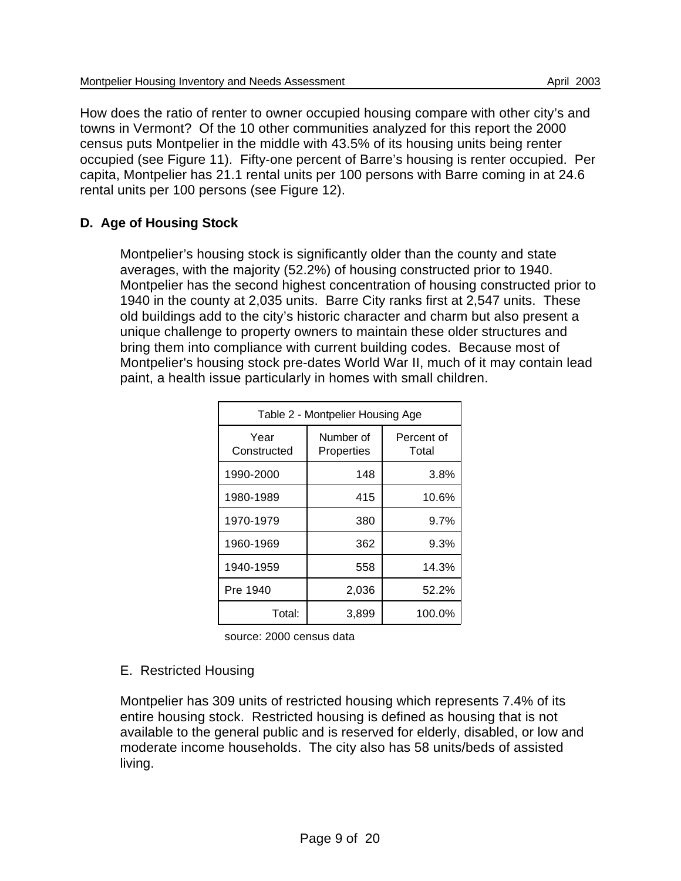How does the ratio of renter to owner occupied housing compare with other city's and towns in Vermont? Of the 10 other communities analyzed for this report the 2000 census puts Montpelier in the middle with 43.5% of its housing units being renter occupied (see Figure 11). Fifty-one percent of Barre's housing is renter occupied. Per capita, Montpelier has 21.1 rental units per 100 persons with Barre coming in at 24.6 rental units per 100 persons (see Figure 12).

**D. Age of Housing Stock**

Montpelier's housing stock is significantly older than the county and state averages, with the majority (52.2%) of housing constructed prior to 1940. Montpelier has the second highest concentration of housing constructed prior to 1940 in the county at 2,035 units. Barre City ranks first at 2,547 units. These old buildings add to the city's historic character and charm but also present a unique challenge to property owners to maintain these older structures and bring them into compliance with current building codes. Because most of Montpelier's housing stock pre-dates World War II, much of it may contain lead paint, a health issue particularly in homes with small children.

Table 2 - Montpelier Housing Age

| Year Constructed | Number of Properties | Percent of Total |
|---|---|---|
| 1990-2000 | 148 | 3.8% |
| 1980-1989 | 415 | 10.6% |
| 1970-1979 | 380 | 9.7% |
| 1960-1969 | 362 | 9.3% |
| 1940-1959 | 558 | 14.3% |
| Pre 1940 | 2,036 | 52.2% |
| Total: | 3,899 | 100.0% |

source: 2000 census data

E. Restricted Housing

Montpelier has 309 units of restricted housing which represents 7.4% of its entire housing stock. Restricted housing is defined as housing that is not available to the general public and is reserved for elderly, disabled, or low and moderate income households. The city also has 58 units/beds of assisted living.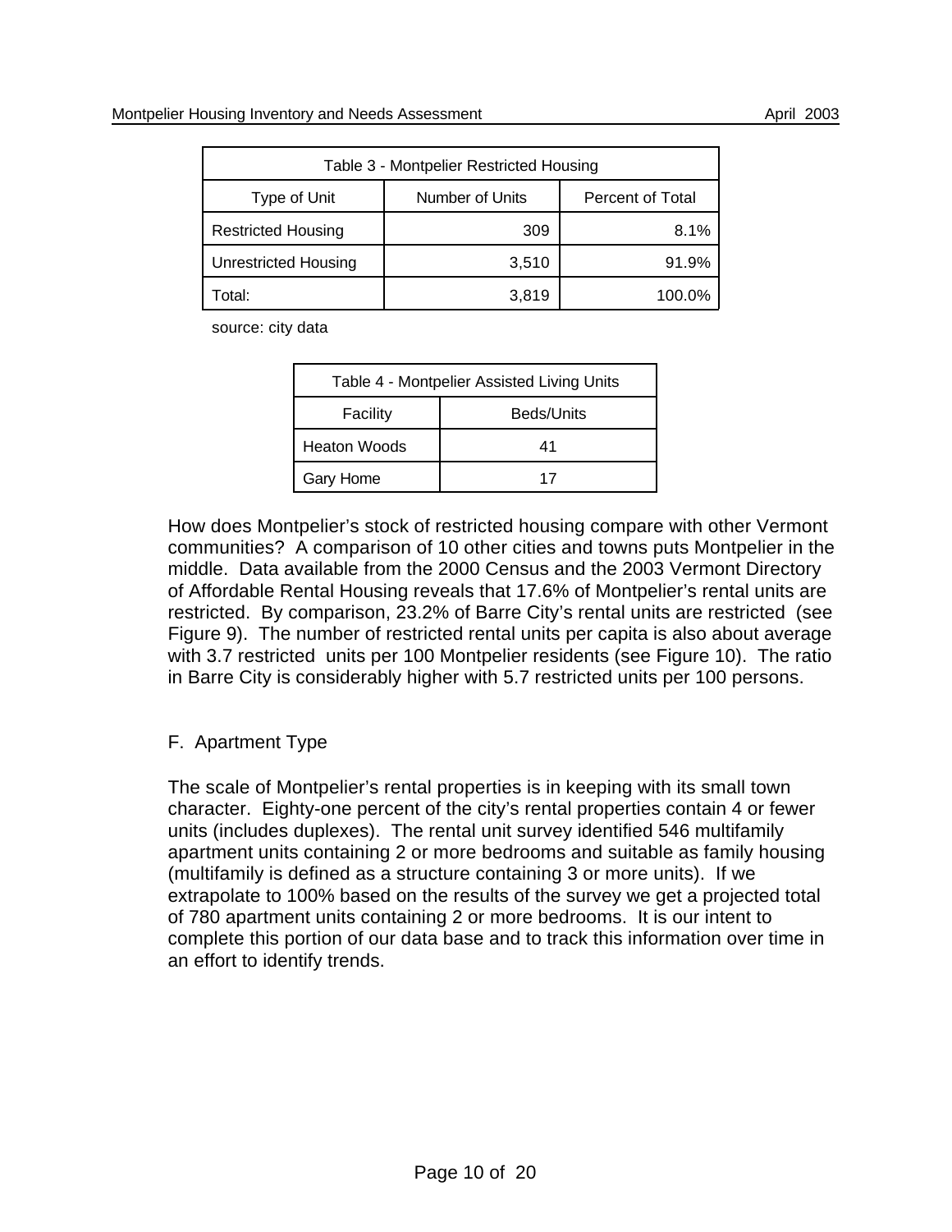| Table 3 - Montpelier Restricted Housing | | |
|---|---|---|
| Type of Unit | Number of Units | Percent of Total |
| Restricted Housing | 309 | 8.1% |
| Unrestricted Housing | 3,510 | 91.9% |
| Total: | 3,819 | 100.0% |

source: city data

| Table 4 - Montpelier Assisted Living Units | |
|---|---|
| Facility | Beds/Units |
| Heaton Woods | 41 |
| Gary Home | 17 |

How does Montpelier's stock of restricted housing compare with other Vermont communities? A comparison of 10 other cities and towns puts Montpelier in the middle. Data available from the 2000 Census and the 2003 Vermont Directory of Affordable Rental Housing reveals that 17.6% of Montpelier's rental units are restricted. By comparison, 23.2% of Barre City's rental units are restricted (see Figure 9). The number of restricted rental units per capita is also about average with 3.7 restricted units per 100 Montpelier residents (see Figure 10). The ratio in Barre City is considerably higher with 5.7 restricted units per 100 persons.

## F. Apartment Type

The scale of Montpelier's rental properties is in keeping with its small town character. Eighty-one percent of the city's rental properties contain 4 or fewer units (includes duplexes). The rental unit survey identified 546 multifamily apartment units containing 2 or more bedrooms and suitable as family housing (multifamily is defined as a structure containing 3 or more units). If we extrapolate to 100% based on the results of the survey we get a projected total of 780 apartment units containing 2 or more bedrooms. It is our intent to complete this portion of our data base and to track this information over time in an effort to identify trends.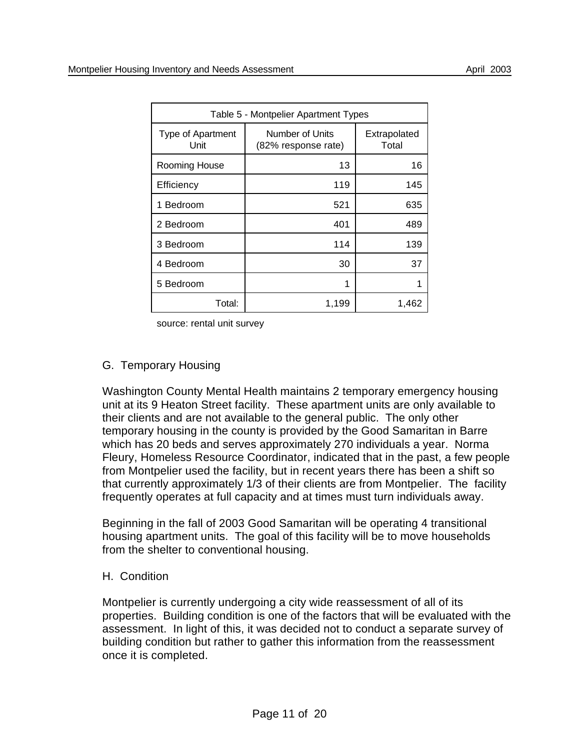| Table 5 - Montpelier Apartment Types | | |
|---|---|---|
| Type of Apartment Unit | Number of Units (82% response rate) | Extrapolated Total |
| Rooming House | 13 | 16 |
| Efficiency | 119 | 145 |
| 1 Bedroom | 521 | 635 |
| 2 Bedroom | 401 | 489 |
| 3 Bedroom | 114 | 139 |
| 4 Bedroom | 30 | 37 |
| 5 Bedroom | 1 | 1 |
| Total: | 1,199 | 1,462 |

source: rental unit survey

## G. Temporary Housing

Washington County Mental Health maintains 2 temporary emergency housing unit at its 9 Heaton Street facility. These apartment units are only available to their clients and are not available to the general public. The only other temporary housing in the county is provided by the Good Samaritan in Barre which has 20 beds and serves approximately 270 individuals a year. Norma Fleury, Homeless Resource Coordinator, indicated that in the past, a few people from Montpelier used the facility, but in recent years there has been a shift so that currently approximately 1/3 of their clients are from Montpelier. The facility frequently operates at full capacity and at times must turn individuals away.

Beginning in the fall of 2003 Good Samaritan will be operating 4 transitional housing apartment units. The goal of this facility will be to move households from the shelter to conventional housing.

## H. Condition

Montpelier is currently undergoing a city wide reassessment of all of its properties. Building condition is one of the factors that will be evaluated with the assessment. In light of this, it was decided not to conduct a separate survey of building condition but rather to gather this information from the reassessment once it is completed.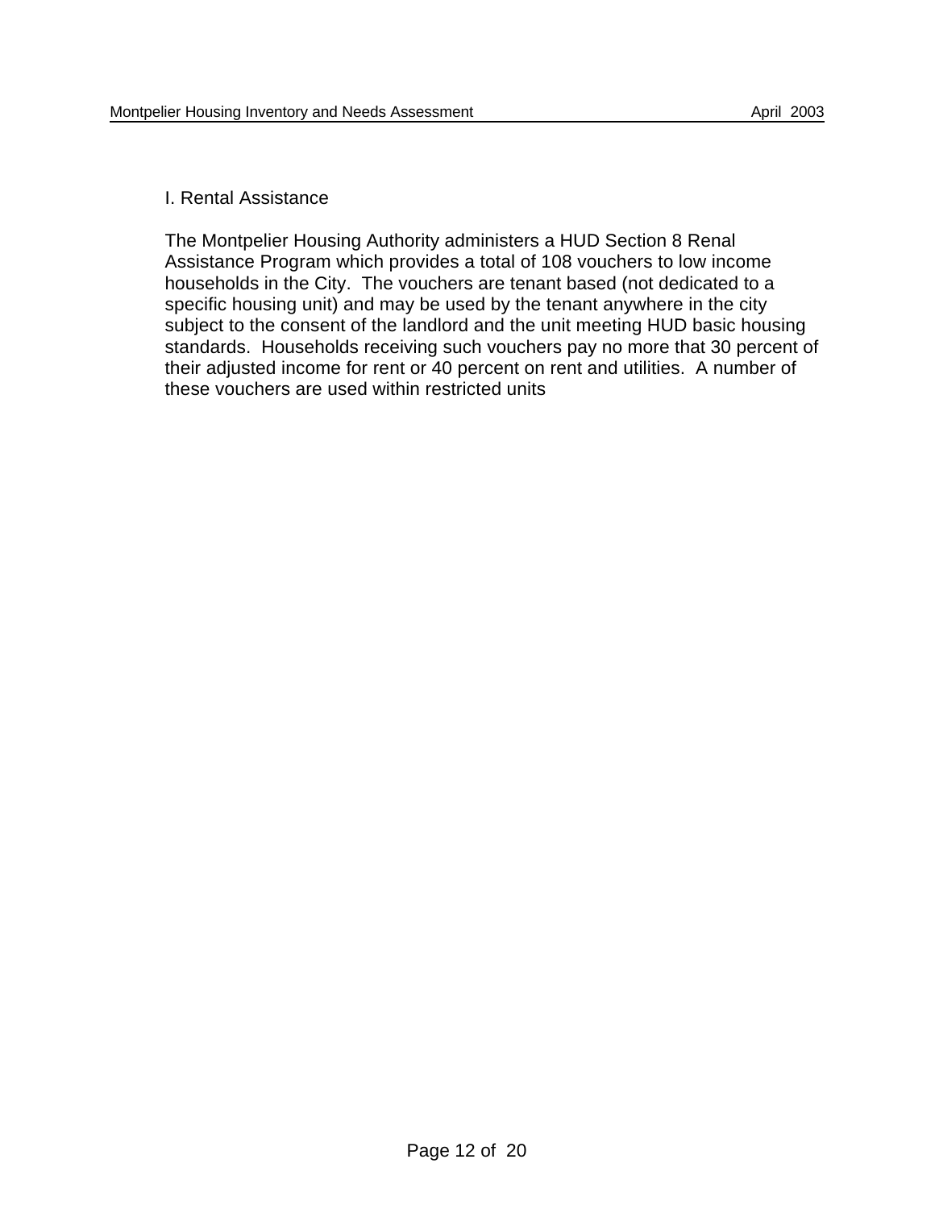## I. Rental Assistance

The Montpelier Housing Authority administers a HUD Section 8 Renal Assistance Program which provides a total of 108 vouchers to low income households in the City. The vouchers are tenant based (not dedicated to a specific housing unit) and may be used by the tenant anywhere in the city subject to the consent of the landlord and the unit meeting HUD basic housing standards. Households receiving such vouchers pay no more that 30 percent of their adjusted income for rent or 40 percent on rent and utilities. A number of these vouchers are used within restricted units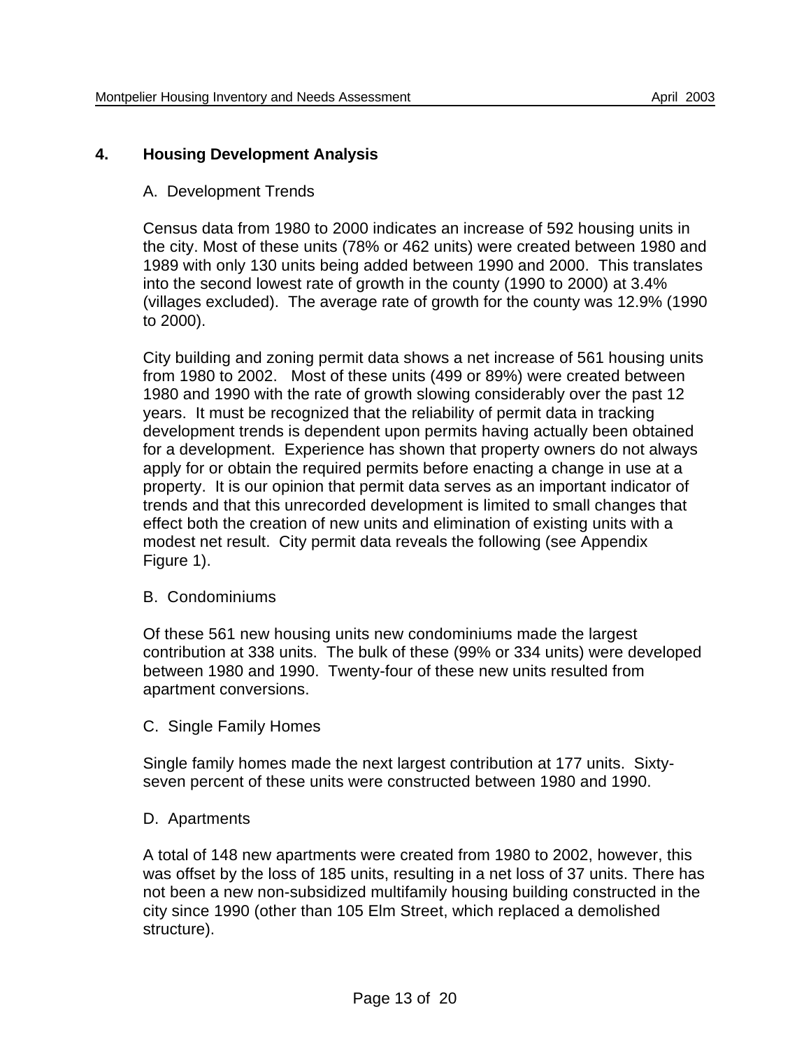# 4. Housing Development Analysis

## A. Development Trends

Census data from 1980 to 2000 indicates an increase of 592 housing units in the city. Most of these units (78% or 462 units) were created between 1980 and 1989 with only 130 units being added between 1990 and 2000. This translates into the second lowest rate of growth in the county (1990 to 2000) at 3.4% (villages excluded). The average rate of growth for the county was 12.9% (1990 to 2000).

City building and zoning permit data shows a net increase of 561 housing units from 1980 to 2002. Most of these units (499 or 89%) were created between 1980 and 1990 with the rate of growth slowing considerably over the past 12 years. It must be recognized that the reliability of permit data in tracking development trends is dependent upon permits having actually been obtained for a development. Experience has shown that property owners do not always apply for or obtain the required permits before enacting a change in use at a property. It is our opinion that permit data serves as an important indicator of trends and that this unrecorded development is limited to small changes that effect both the creation of new units and elimination of existing units with a modest net result. City permit data reveals the following (see Appendix Figure 1).

## B. Condominiums

Of these 561 new housing units new condominiums made the largest contribution at 338 units. The bulk of these (99% or 334 units) were developed between 1980 and 1990. Twenty-four of these new units resulted from apartment conversions.

## C. Single Family Homes

Single family homes made the next largest contribution at 177 units. Sixty-seven percent of these units were constructed between 1980 and 1990.

## D. Apartments

A total of 148 new apartments were created from 1980 to 2002, however, this was offset by the loss of 185 units, resulting in a net loss of 37 units. There has not been a new non-subsidized multifamily housing building constructed in the city since 1990 (other than 105 Elm Street, which replaced a demolished structure).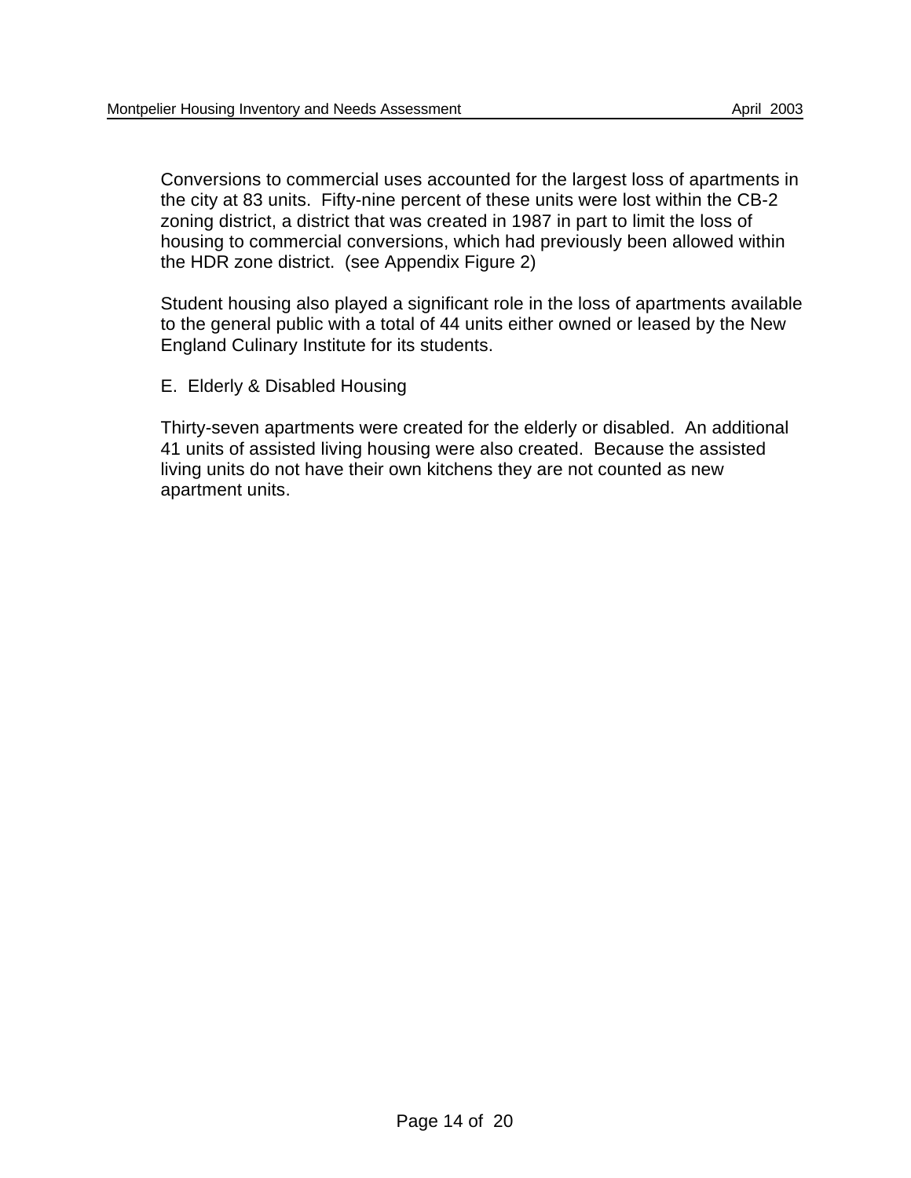Conversions to commercial uses accounted for the largest loss of apartments in the city at 83 units. Fifty-nine percent of these units were lost within the CB-2 zoning district, a district that was created in 1987 in part to limit the loss of housing to commercial conversions, which had previously been allowed within the HDR zone district. (see Appendix Figure 2)

Student housing also played a significant role in the loss of apartments available to the general public with a total of 44 units either owned or leased by the New England Culinary Institute for its students.

E. Elderly & Disabled Housing

Thirty-seven apartments were created for the elderly or disabled. An additional 41 units of assisted living housing were also created. Because the assisted living units do not have their own kitchens they are not counted as new apartment units.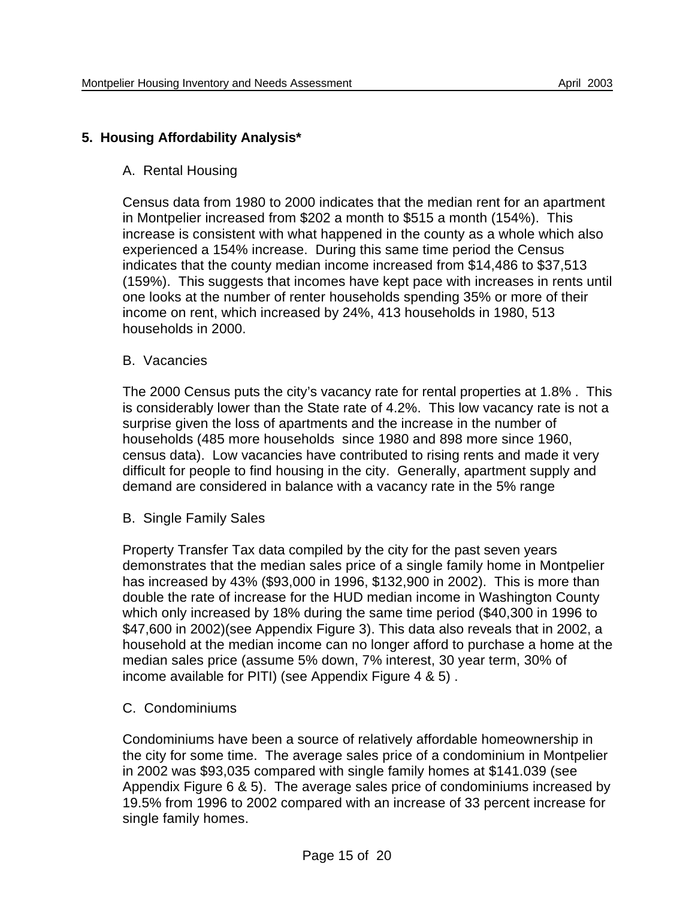## 5. Housing Affordability Analysis*

### A. Rental Housing

Census data from 1980 to 2000 indicates that the median rent for an apartment in Montpelier increased from $202 a month to $515 a month (154%). This increase is consistent with what happened in the county as a whole which also experienced a 154% increase. During this same time period the Census indicates that the county median income increased from $14,486 to $37,513 (159%). This suggests that incomes have kept pace with increases in rents until one looks at the number of renter households spending 35% or more of their income on rent, which increased by 24%, 413 households in 1980, 513 households in 2000.

### B. Vacancies

The 2000 Census puts the city's vacancy rate for rental properties at 1.8% . This is considerably lower than the State rate of 4.2%. This low vacancy rate is not a surprise given the loss of apartments and the increase in the number of households (485 more households since 1980 and 898 more since 1960, census data). Low vacancies have contributed to rising rents and made it very difficult for people to find housing in the city. Generally, apartment supply and demand are considered in balance with a vacancy rate in the 5% range

### B. Single Family Sales

Property Transfer Tax data compiled by the city for the past seven years demonstrates that the median sales price of a single family home in Montpelier has increased by 43% ($93,000 in 1996, $132,900 in 2002). This is more than double the rate of increase for the HUD median income in Washington County which only increased by 18% during the same time period ($40,300 in 1996 to $47,600 in 2002)(see Appendix Figure 3). This data also reveals that in 2002, a household at the median income can no longer afford to purchase a home at the median sales price (assume 5% down, 7% interest, 30 year term, 30% of income available for PITI) (see Appendix Figure 4 & 5) .

### C. Condominiums

Condominiums have been a source of relatively affordable homeownership in the city for some time. The average sales price of a condominium in Montpelier in 2002 was $93,035 compared with single family homes at $141.039 (see Appendix Figure 6 & 5). The average sales price of condominiums increased by 19.5% from 1996 to 2002 compared with an increase of 33 percent increase for single family homes.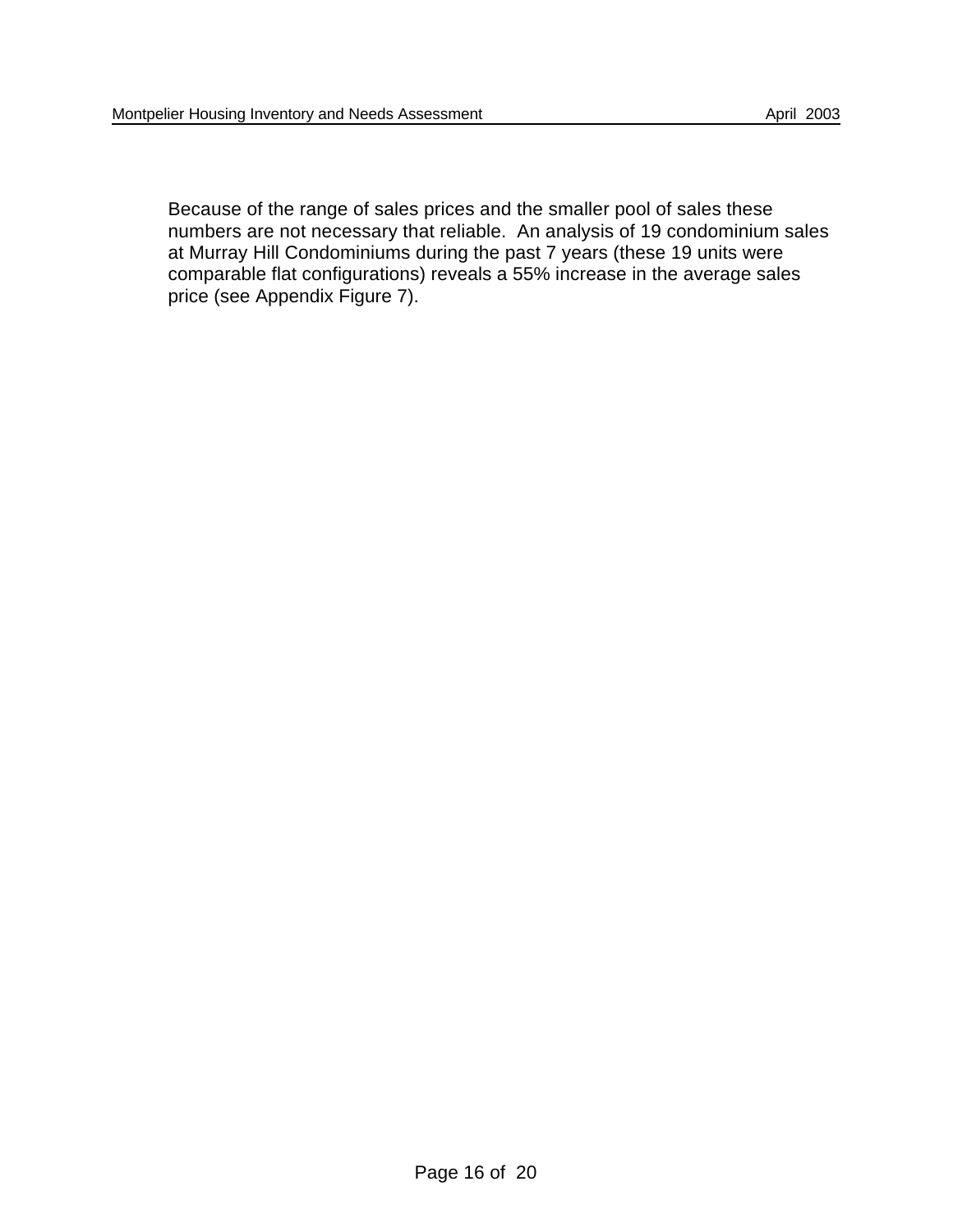Because of the range of sales prices and the smaller pool of sales these numbers are not necessary that reliable.  An analysis of 19 condominium sales at Murray Hill Condominiums during the past 7 years (these 19 units were comparable flat configurations) reveals a 55% increase in the average sales price (see Appendix Figure 7).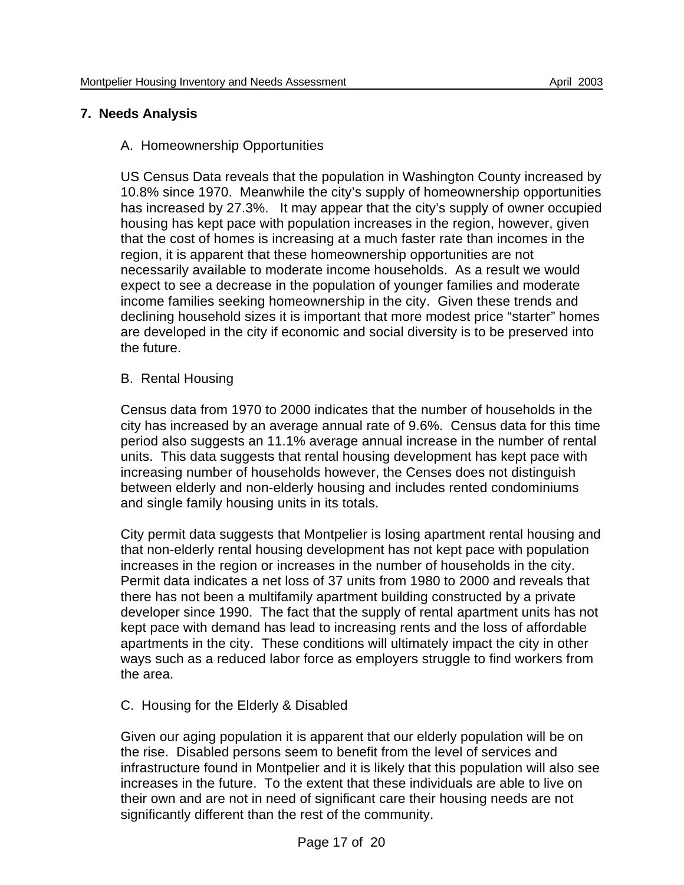## 7. Needs Analysis

### A. Homeownership Opportunities

US Census Data reveals that the population in Washington County increased by 10.8% since 1970. Meanwhile the city's supply of homeownership opportunities has increased by 27.3%. It may appear that the city's supply of owner occupied housing has kept pace with population increases in the region, however, given that the cost of homes is increasing at a much faster rate than incomes in the region, it is apparent that these homeownership opportunities are not necessarily available to moderate income households. As a result we would expect to see a decrease in the population of younger families and moderate income families seeking homeownership in the city. Given these trends and declining household sizes it is important that more modest price "starter" homes are developed in the city if economic and social diversity is to be preserved into the future.

### B. Rental Housing

Census data from 1970 to 2000 indicates that the number of households in the city has increased by an average annual rate of 9.6%. Census data for this time period also suggests an 11.1% average annual increase in the number of rental units. This data suggests that rental housing development has kept pace with increasing number of households however, the Censes does not distinguish between elderly and non-elderly housing and includes rented condominiums and single family housing units in its totals.

City permit data suggests that Montpelier is losing apartment rental housing and that non-elderly rental housing development has not kept pace with population increases in the region or increases in the number of households in the city. Permit data indicates a net loss of 37 units from 1980 to 2000 and reveals that there has not been a multifamily apartment building constructed by a private developer since 1990. The fact that the supply of rental apartment units has not kept pace with demand has lead to increasing rents and the loss of affordable apartments in the city. These conditions will ultimately impact the city in other ways such as a reduced labor force as employers struggle to find workers from the area.

### C. Housing for the Elderly & Disabled

Given our aging population it is apparent that our elderly population will be on the rise. Disabled persons seem to benefit from the level of services and infrastructure found in Montpelier and it is likely that this population will also see increases in the future. To the extent that these individuals are able to live on their own and are not in need of significant care their housing needs are not significantly different than the rest of the community.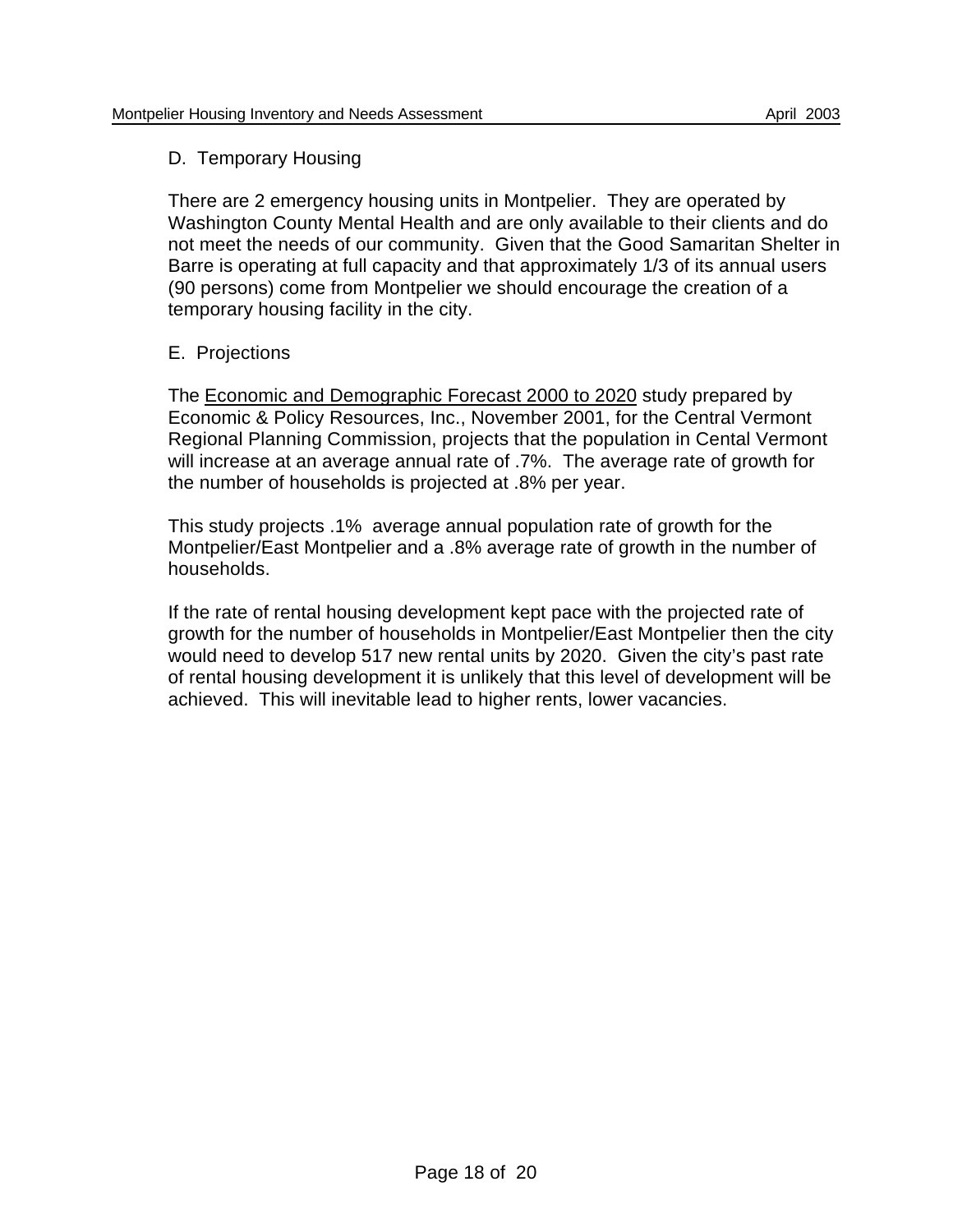## D. Temporary Housing

There are 2 emergency housing units in Montpelier. They are operated by Washington County Mental Health and are only available to their clients and do not meet the needs of our community. Given that the Good Samaritan Shelter in Barre is operating at full capacity and that approximately 1/3 of its annual users (90 persons) come from Montpelier we should encourage the creation of a temporary housing facility in the city.

## E. Projections

The Economic and Demographic Forecast 2000 to 2020 study prepared by Economic & Policy Resources, Inc., November 2001, for the Central Vermont Regional Planning Commission, projects that the population in Cental Vermont will increase at an average annual rate of .7%. The average rate of growth for the number of households is projected at .8% per year.

This study projects .1% average annual population rate of growth for the Montpelier/East Montpelier and a .8% average rate of growth in the number of households.

If the rate of rental housing development kept pace with the projected rate of growth for the number of households in Montpelier/East Montpelier then the city would need to develop 517 new rental units by 2020. Given the city's past rate of rental housing development it is unlikely that this level of development will be achieved. This will inevitable lead to higher rents, lower vacancies.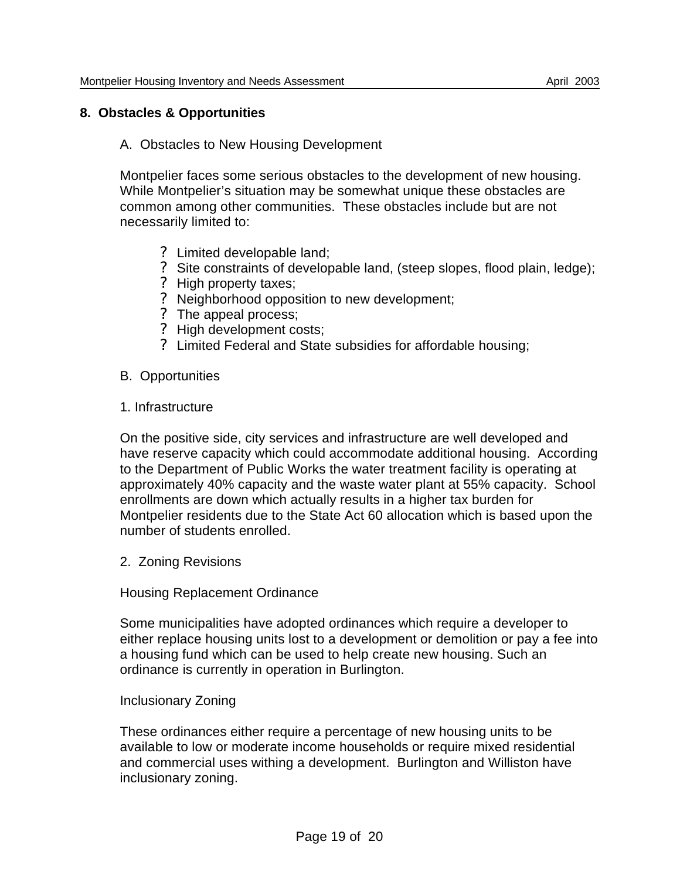## 8. Obstacles & Opportunities

### A. Obstacles to New Housing Development

Montpelier faces some serious obstacles to the development of new housing. While Montpelier's situation may be somewhat unique these obstacles are common among other communities. These obstacles include but are not necessarily limited to:

- Limited developable land;
- Site constraints of developable land, (steep slopes, flood plain, ledge);
- High property taxes;
- Neighborhood opposition to new development;
- The appeal process;
- High development costs;
- Limited Federal and State subsidies for affordable housing;

### B. Opportunities

#### 1. Infrastructure

On the positive side, city services and infrastructure are well developed and have reserve capacity which could accommodate additional housing. According to the Department of Public Works the water treatment facility is operating at approximately 40% capacity and the waste water plant at 55% capacity. School enrollments are down which actually results in a higher tax burden for Montpelier residents due to the State Act 60 allocation which is based upon the number of students enrolled.

#### 2. Zoning Revisions

Housing Replacement Ordinance

Some municipalities have adopted ordinances which require a developer to either replace housing units lost to a development or demolition or pay a fee into a housing fund which can be used to help create new housing. Such an ordinance is currently in operation in Burlington.

Inclusionary Zoning

These ordinances either require a percentage of new housing units to be available to low or moderate income households or require mixed residential and commercial uses withing a development. Burlington and Williston have inclusionary zoning.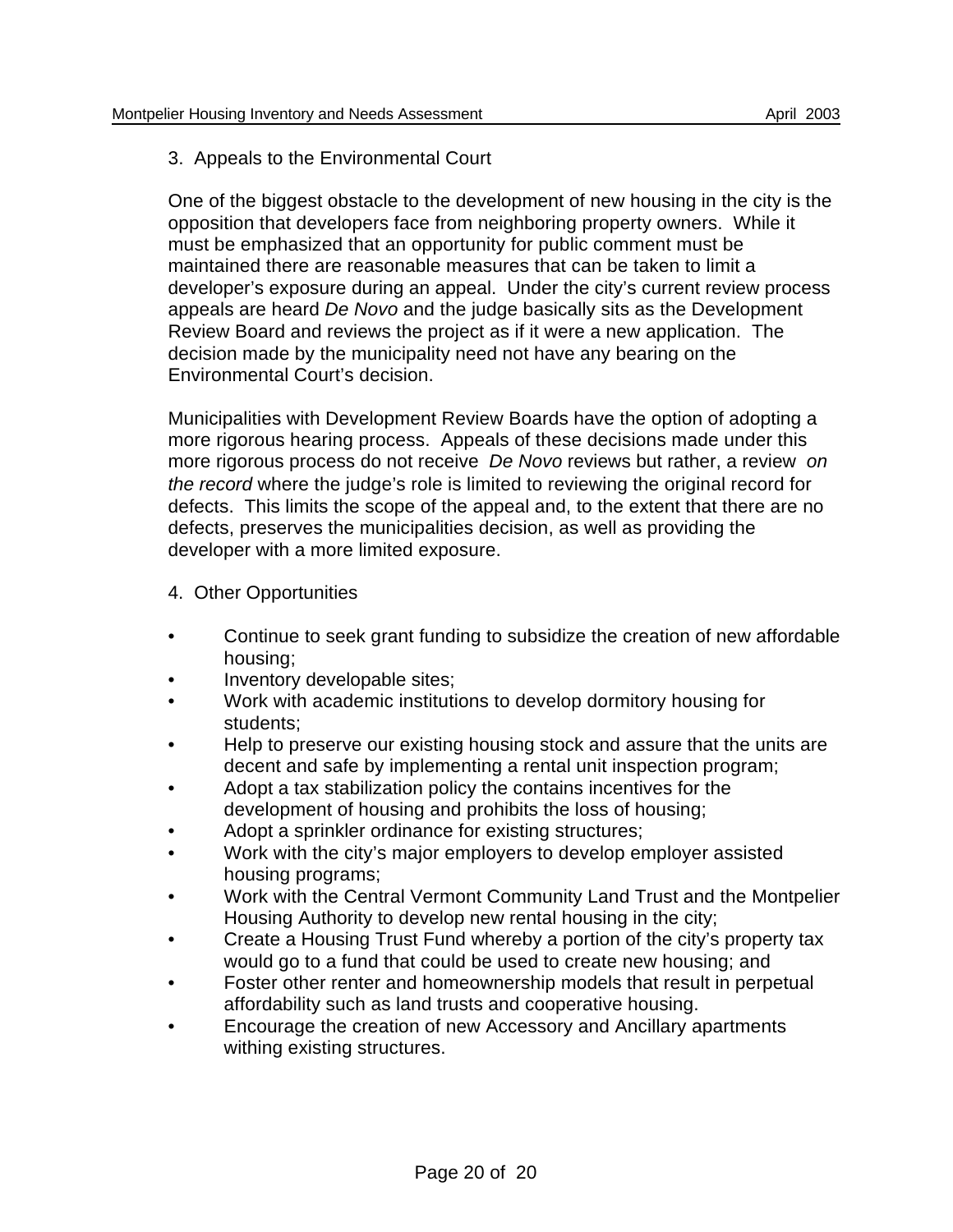3. Appeals to the Environmental Court

One of the biggest obstacle to the development of new housing in the city is the opposition that developers face from neighboring property owners. While it must be emphasized that an opportunity for public comment must be maintained there are reasonable measures that can be taken to limit a developer's exposure during an appeal. Under the city's current review process appeals are heard *De Novo* and the judge basically sits as the Development Review Board and reviews the project as if it were a new application. The decision made by the municipality need not have any bearing on the Environmental Court's decision.

Municipalities with Development Review Boards have the option of adopting a more rigorous hearing process. Appeals of these decisions made under this more rigorous process do not receive *De Novo* reviews but rather, a review *on the record* where the judge's role is limited to reviewing the original record for defects. This limits the scope of the appeal and, to the extent that there are no defects, preserves the municipalities decision, as well as providing the developer with a more limited exposure.

4. Other Opportunities

- Continue to seek grant funding to subsidize the creation of new affordable housing;
- Inventory developable sites;
- Work with academic institutions to develop dormitory housing for students;
- Help to preserve our existing housing stock and assure that the units are decent and safe by implementing a rental unit inspection program;
- Adopt a tax stabilization policy the contains incentives for the development of housing and prohibits the loss of housing;
- Adopt a sprinkler ordinance for existing structures;
- Work with the city's major employers to develop employer assisted housing programs;
- Work with the Central Vermont Community Land Trust and the Montpelier Housing Authority to develop new rental housing in the city;
- Create a Housing Trust Fund whereby a portion of the city's property tax would go to a fund that could be used to create new housing; and
- Foster other renter and homeownership models that result in perpetual affordability such as land trusts and cooperative housing.
- Encourage the creation of new Accessory and Ancillary apartments withing existing structures.